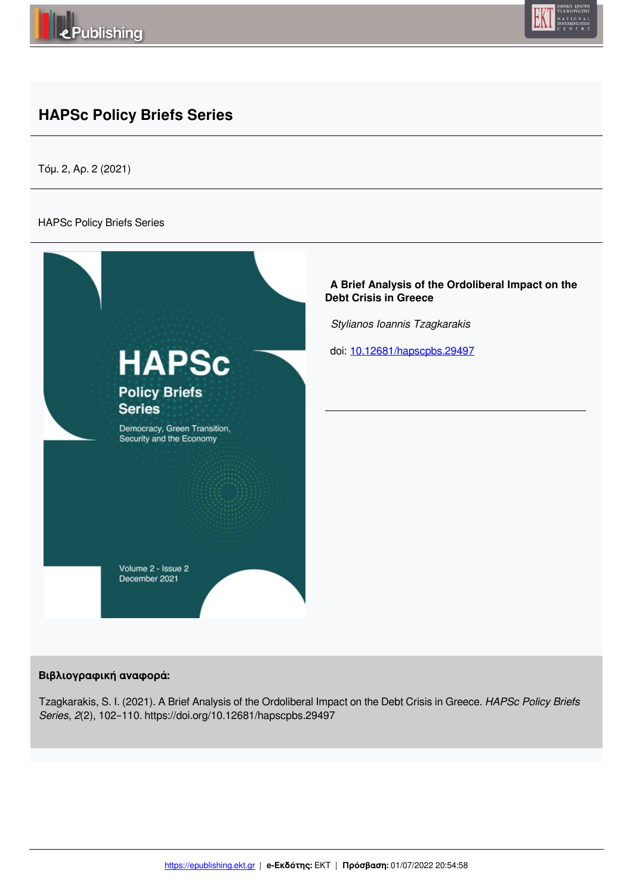# HAPSc Policy Briefs Series

Τόμ. 2, Αρ. 2 (2021)

HAPSc Policy Briefs Series

HAPSc

Policy Briefs Series

Democracy, Green Transition, Security and the Economy

Volume 2 - Issue 2
December 2021

**A Brief Analysis of the Ordoliberal Impact on the Debt Crisis in Greece**

*Stylianos Ioannis Tzagkarakis*

doi: [10.12681/hapscpbs.29497](https://doi.org/10.12681/hapscpbs.29497)

**Βιβλιογραφική αναφορά:**

Tzagkarakis, S. I. (2021). A Brief Analysis of the Ordoliberal Impact on the Debt Crisis in Greece. *HAPSc Policy Briefs Series*, *2*(2), 102–110. https://doi.org/10.12681/hapscpbs.29497

https://epublishing.ekt.gr | **e-Εκδότης:** EKT | **Πρόσβαση:** 01/07/2022 20:54:58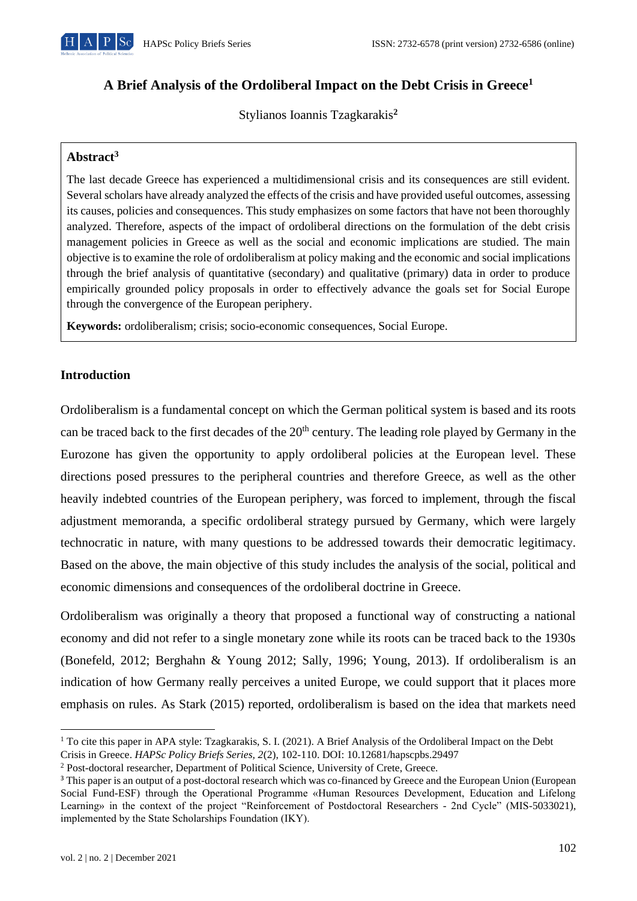# A Brief Analysis of the Ordoliberal Impact on the Debt Crisis in Greece[1]

Stylianos Ioannis Tzagkarakis[2]

**Abstract**[3]

The last decade Greece has experienced a multidimensional crisis and its consequences are still evident. Several scholars have already analyzed the effects of the crisis and have provided useful outcomes, assessing its causes, policies and consequences. This study emphasizes on some factors that have not been thoroughly analyzed. Therefore, aspects of the impact of ordoliberal directions on the formulation of the debt crisis management policies in Greece as well as the social and economic implications are studied. The main objective is to examine the role of ordoliberalism at policy making and the economic and social implications through the brief analysis of quantitative (secondary) and qualitative (primary) data in order to produce empirically grounded policy proposals in order to effectively advance the goals set for Social Europe through the convergence of the European periphery.

**Keywords:** ordoliberalism; crisis; socio-economic consequences, Social Europe.

## Introduction

Ordoliberalism is a fundamental concept on which the German political system is based and its roots can be traced back to the first decades of the 20th century. The leading role played by Germany in the Eurozone has given the opportunity to apply ordoliberal policies at the European level. These directions posed pressures to the peripheral countries and therefore Greece, as well as the other heavily indebted countries of the European periphery, was forced to implement, through the fiscal adjustment memoranda, a specific ordoliberal strategy pursued by Germany, which were largely technocratic in nature, with many questions to be addressed towards their democratic legitimacy. Based on the above, the main objective of this study includes the analysis of the social, political and economic dimensions and consequences of the ordoliberal doctrine in Greece.

Ordoliberalism was originally a theory that proposed a functional way of constructing a national economy and did not refer to a single monetary zone while its roots can be traced back to the 1930s (Bonefeld, 2012; Berghahn & Young 2012; Sally, 1996; Young, 2013). If ordoliberalism is an indication of how Germany really perceives a united Europe, we could support that it places more emphasis on rules. As Stark (2015) reported, ordoliberalism is based on the idea that markets need

---

[1] To cite this paper in APA style: Tzagkarakis, S. I. (2021). A Brief Analysis of the Ordoliberal Impact on the Debt Crisis in Greece. *HAPSc Policy Briefs Series, 2*(2), 102-110. DOI: 10.12681/hapscpbs.29497

[2] Post-doctoral researcher, Department of Political Science, University of Crete, Greece.

[3] This paper is an output of a post-doctoral research which was co-financed by Greece and the European Union (European Social Fund-ESF) through the Operational Programme «Human Resources Development, Education and Lifelong Learning» in the context of the project "Reinforcement of Postdoctoral Researchers - 2nd Cycle" (MIS-5033021), implemented by the State Scholarships Foundation (IKY).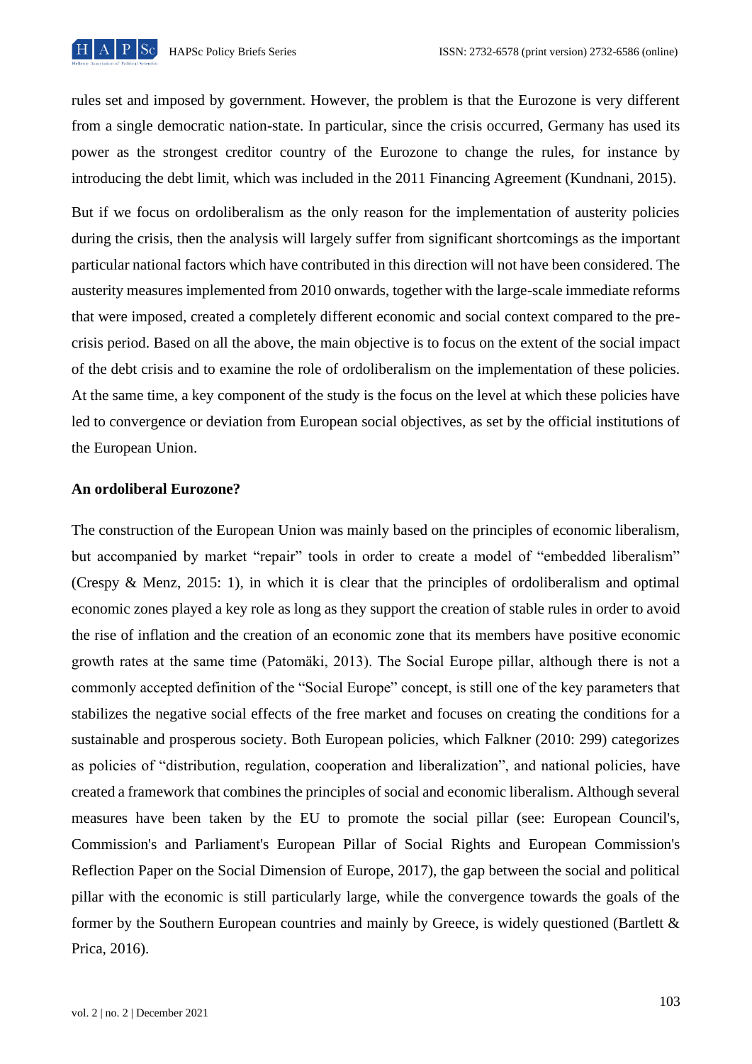rules set and imposed by government. However, the problem is that the Eurozone is very different from a single democratic nation-state. In particular, since the crisis occurred, Germany has used its power as the strongest creditor country of the Eurozone to change the rules, for instance by introducing the debt limit, which was included in the 2011 Financing Agreement (Kundnani, 2015).

But if we focus on ordoliberalism as the only reason for the implementation of austerity policies during the crisis, then the analysis will largely suffer from significant shortcomings as the important particular national factors which have contributed in this direction will not have been considered. The austerity measures implemented from 2010 onwards, together with the large-scale immediate reforms that were imposed, created a completely different economic and social context compared to the pre-crisis period. Based on all the above, the main objective is to focus on the extent of the social impact of the debt crisis and to examine the role of ordoliberalism on the implementation of these policies. At the same time, a key component of the study is the focus on the level at which these policies have led to convergence or deviation from European social objectives, as set by the official institutions of the European Union.

**An ordoliberal Eurozone?**

The construction of the European Union was mainly based on the principles of economic liberalism, but accompanied by market "repair" tools in order to create a model of "embedded liberalism" (Crespy & Menz, 2015: 1), in which it is clear that the principles of ordoliberalism and optimal economic zones played a key role as long as they support the creation of stable rules in order to avoid the rise of inflation and the creation of an economic zone that its members have positive economic growth rates at the same time (Patomäki, 2013). The Social Europe pillar, although there is not a commonly accepted definition of the "Social Europe" concept, is still one of the key parameters that stabilizes the negative social effects of the free market and focuses on creating the conditions for a sustainable and prosperous society. Both European policies, which Falkner (2010: 299) categorizes as policies of "distribution, regulation, cooperation and liberalization", and national policies, have created a framework that combines the principles of social and economic liberalism. Although several measures have been taken by the EU to promote the social pillar (see: European Council's, Commission's and Parliament's European Pillar of Social Rights and European Commission's Reflection Paper on the Social Dimension of Europe, 2017), the gap between the social and political pillar with the economic is still particularly large, while the convergence towards the goals of the former by the Southern European countries and mainly by Greece, is widely questioned (Bartlett & Prica, 2016).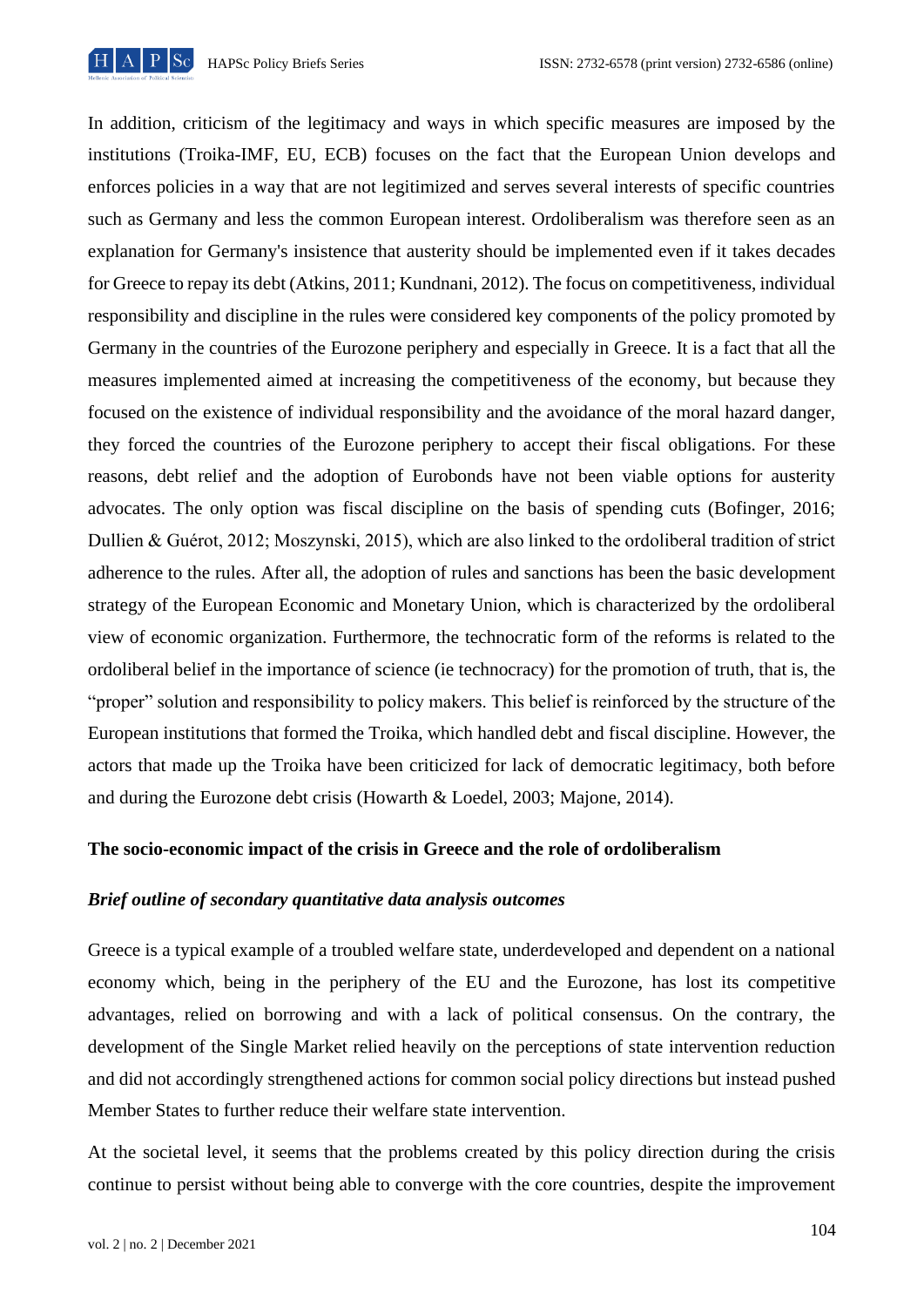In addition, criticism of the legitimacy and ways in which specific measures are imposed by the institutions (Troika-IMF, EU, ECB) focuses on the fact that the European Union develops and enforces policies in a way that are not legitimized and serves several interests of specific countries such as Germany and less the common European interest. Ordoliberalism was therefore seen as an explanation for Germany's insistence that austerity should be implemented even if it takes decades for Greece to repay its debt (Atkins, 2011; Kundnani, 2012). The focus on competitiveness, individual responsibility and discipline in the rules were considered key components of the policy promoted by Germany in the countries of the Eurozone periphery and especially in Greece. It is a fact that all the measures implemented aimed at increasing the competitiveness of the economy, but because they focused on the existence of individual responsibility and the avoidance of the moral hazard danger, they forced the countries of the Eurozone periphery to accept their fiscal obligations. For these reasons, debt relief and the adoption of Eurobonds have not been viable options for austerity advocates. The only option was fiscal discipline on the basis of spending cuts (Bofinger, 2016; Dullien & Guérot, 2012; Moszynski, 2015), which are also linked to the ordoliberal tradition of strict adherence to the rules. After all, the adoption of rules and sanctions has been the basic development strategy of the European Economic and Monetary Union, which is characterized by the ordoliberal view of economic organization. Furthermore, the technocratic form of the reforms is related to the ordoliberal belief in the importance of science (ie technocracy) for the promotion of truth, that is, the "proper" solution and responsibility to policy makers. This belief is reinforced by the structure of the European institutions that formed the Troika, which handled debt and fiscal discipline. However, the actors that made up the Troika have been criticized for lack of democratic legitimacy, both before and during the Eurozone debt crisis (Howarth & Loedel, 2003; Majone, 2014).

## The socio-economic impact of the crisis in Greece and the role of ordoliberalism

### *Brief outline of secondary quantitative data analysis outcomes*

Greece is a typical example of a troubled welfare state, underdeveloped and dependent on a national economy which, being in the periphery of the EU and the Eurozone, has lost its competitive advantages, relied on borrowing and with a lack of political consensus. On the contrary, the development of the Single Market relied heavily on the perceptions of state intervention reduction and did not accordingly strengthened actions for common social policy directions but instead pushed Member States to further reduce their welfare state intervention.

At the societal level, it seems that the problems created by this policy direction during the crisis continue to persist without being able to converge with the core countries, despite the improvement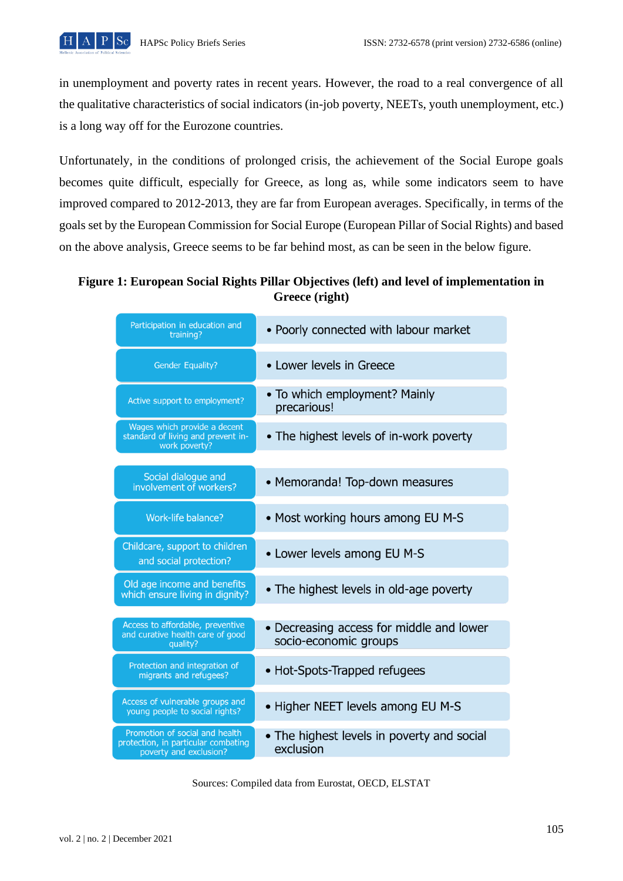in unemployment and poverty rates in recent years. However, the road to a real convergence of all the qualitative characteristics of social indicators (in-job poverty, NEETs, youth unemployment, etc.) is a long way off for the Eurozone countries.

Unfortunately, in the conditions of prolonged crisis, the achievement of the Social Europe goals becomes quite difficult, especially for Greece, as long as, while some indicators seem to have improved compared to 2012-2013, they are far from European averages. Specifically, in terms of the goals set by the European Commission for Social Europe (European Pillar of Social Rights) and based on the above analysis, Greece seems to be far behind most, as can be seen in the below figure.

**Figure 1: European Social Rights Pillar Objectives (left) and level of implementation in Greece (right)**

| European Social Rights Pillar Objectives | Level of implementation in Greece |
|---|---|
| Participation in education and training? | • Poorly connected with labour market |
| Gender Equality? | • Lower levels in Greece |
| Active support to employment? | • To which employment? Mainly precarious! |
| Wages which provide a decent standard of living and prevent in-work poverty? | • The highest levels of in-work poverty |
| Social dialogue and involvement of workers? | • Memoranda! Top-down measures |
| Work-life balance? | • Most working hours among EU M-S |
| Childcare, support to children and social protection? | • Lower levels among EU M-S |
| Old age income and benefits which ensure living in dignity? | • The highest levels in old-age poverty |
| Access to affordable, preventive and curative health care of good quality? | • Decreasing access for middle and lower socio-economic groups |
| Protection and integration of migrants and refugees? | • Hot-Spots-Trapped refugees |
| Access of vulnerable groups and young people to social rights? | • Higher NEET levels among EU M-S |
| Promotion of social and health protection, in particular combating poverty and exclusion? | • The highest levels in poverty and social exclusion |

Sources: Compiled data from Eurostat, OECD, ELSTAT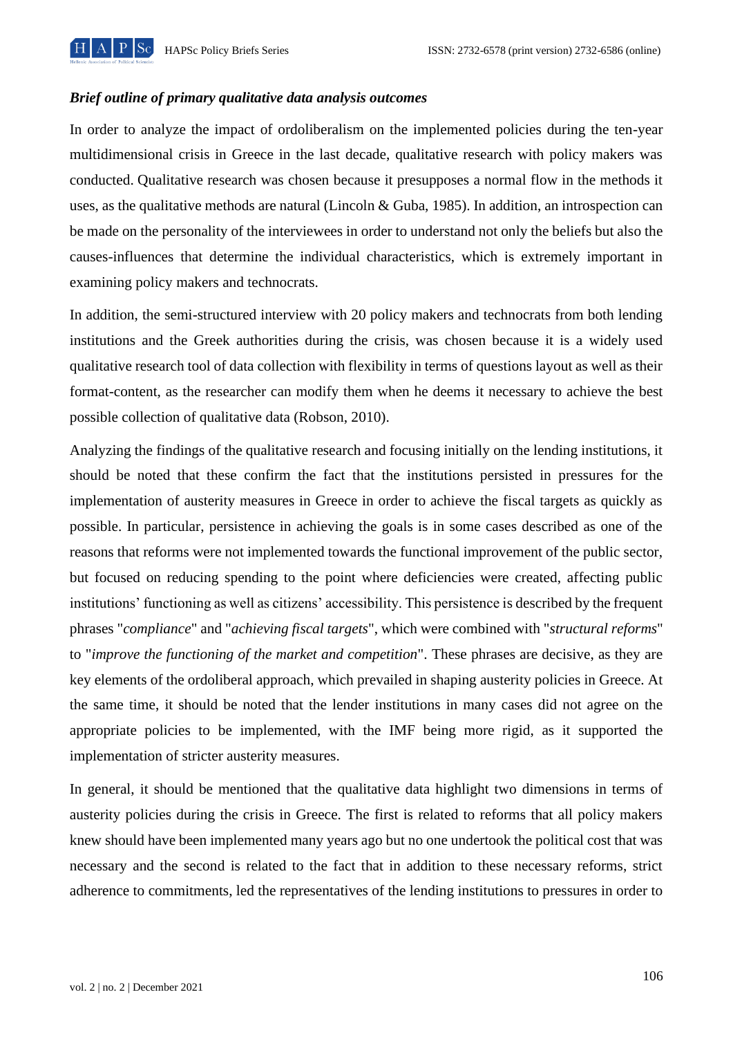***Brief outline of primary qualitative data analysis outcomes***

In order to analyze the impact of ordoliberalism on the implemented policies during the ten-year multidimensional crisis in Greece in the last decade, qualitative research with policy makers was conducted. Qualitative research was chosen because it presupposes a normal flow in the methods it uses, as the qualitative methods are natural (Lincoln & Guba, 1985). In addition, an introspection can be made on the personality of the interviewees in order to understand not only the beliefs but also the causes-influences that determine the individual characteristics, which is extremely important in examining policy makers and technocrats.

In addition, the semi-structured interview with 20 policy makers and technocrats from both lending institutions and the Greek authorities during the crisis, was chosen because it is a widely used qualitative research tool of data collection with flexibility in terms of questions layout as well as their format-content, as the researcher can modify them when he deems it necessary to achieve the best possible collection of qualitative data (Robson, 2010).

Analyzing the findings of the qualitative research and focusing initially on the lending institutions, it should be noted that these confirm the fact that the institutions persisted in pressures for the implementation of austerity measures in Greece in order to achieve the fiscal targets as quickly as possible. In particular, persistence in achieving the goals is in some cases described as one of the reasons that reforms were not implemented towards the functional improvement of the public sector, but focused on reducing spending to the point where deficiencies were created, affecting public institutions' functioning as well as citizens' accessibility. This persistence is described by the frequent phrases "*compliance*" and "*achieving fiscal targets*", which were combined with "*structural reforms*" to "*improve the functioning of the market and competition*". These phrases are decisive, as they are key elements of the ordoliberal approach, which prevailed in shaping austerity policies in Greece. At the same time, it should be noted that the lender institutions in many cases did not agree on the appropriate policies to be implemented, with the IMF being more rigid, as it supported the implementation of stricter austerity measures.

In general, it should be mentioned that the qualitative data highlight two dimensions in terms of austerity policies during the crisis in Greece. The first is related to reforms that all policy makers knew should have been implemented many years ago but no one undertook the political cost that was necessary and the second is related to the fact that in addition to these necessary reforms, strict adherence to commitments, led the representatives of the lending institutions to pressures in order to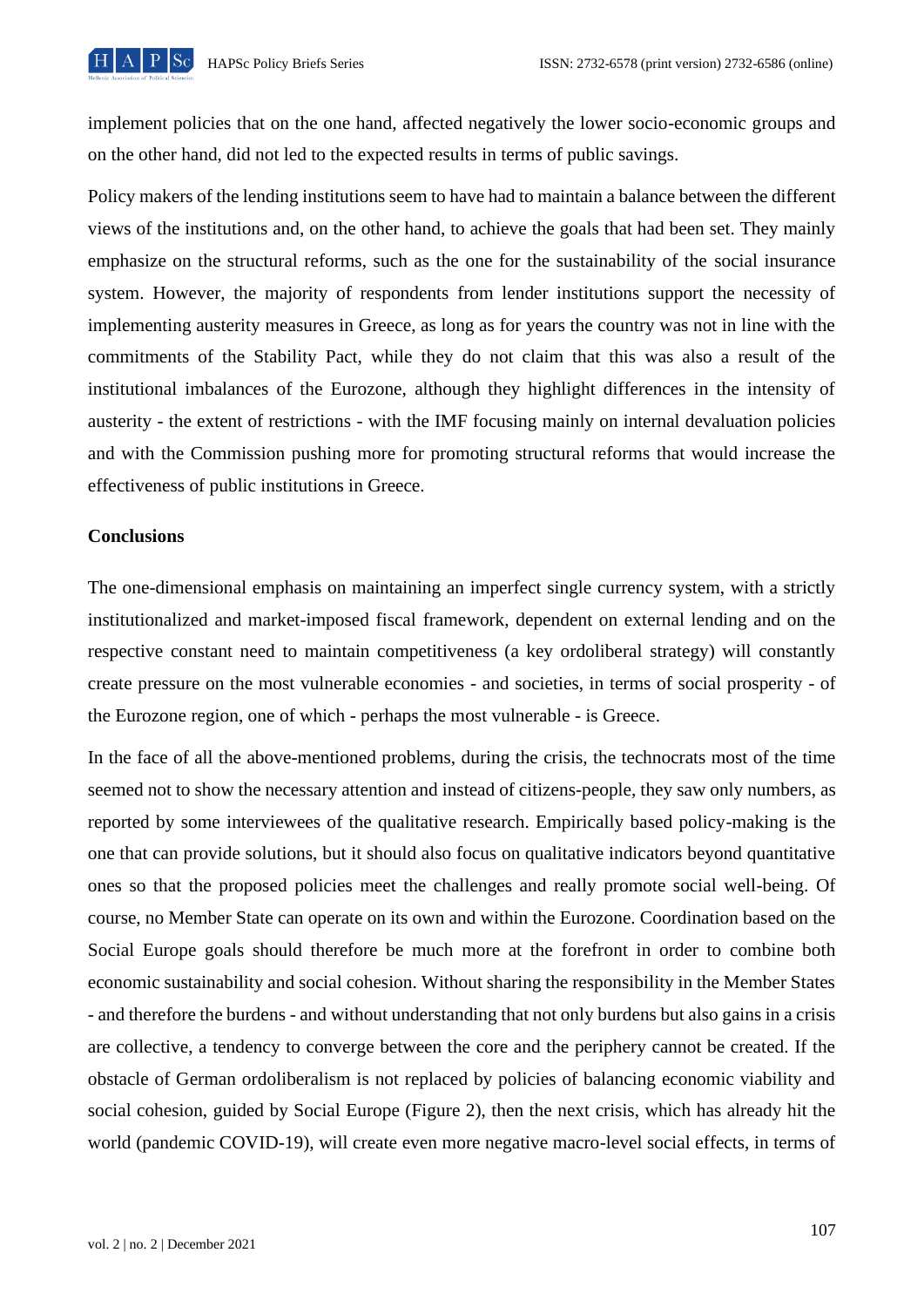implement policies that on the one hand, affected negatively the lower socio-economic groups and on the other hand, did not led to the expected results in terms of public savings.

Policy makers of the lending institutions seem to have had to maintain a balance between the different views of the institutions and, on the other hand, to achieve the goals that had been set. They mainly emphasize on the structural reforms, such as the one for the sustainability of the social insurance system. However, the majority of respondents from lender institutions support the necessity of implementing austerity measures in Greece, as long as for years the country was not in line with the commitments of the Stability Pact, while they do not claim that this was also a result of the institutional imbalances of the Eurozone, although they highlight differences in the intensity of austerity - the extent of restrictions - with the IMF focusing mainly on internal devaluation policies and with the Commission pushing more for promoting structural reforms that would increase the effectiveness of public institutions in Greece.

**Conclusions**

The one-dimensional emphasis on maintaining an imperfect single currency system, with a strictly institutionalized and market-imposed fiscal framework, dependent on external lending and on the respective constant need to maintain competitiveness (a key ordoliberal strategy) will constantly create pressure on the most vulnerable economies - and societies, in terms of social prosperity - of the Eurozone region, one of which - perhaps the most vulnerable - is Greece.

In the face of all the above-mentioned problems, during the crisis, the technocrats most of the time seemed not to show the necessary attention and instead of citizens-people, they saw only numbers, as reported by some interviewees of the qualitative research. Empirically based policy-making is the one that can provide solutions, but it should also focus on qualitative indicators beyond quantitative ones so that the proposed policies meet the challenges and really promote social well-being. Of course, no Member State can operate on its own and within the Eurozone. Coordination based on the Social Europe goals should therefore be much more at the forefront in order to combine both economic sustainability and social cohesion. Without sharing the responsibility in the Member States - and therefore the burdens - and without understanding that not only burdens but also gains in a crisis are collective, a tendency to converge between the core and the periphery cannot be created. If the obstacle of German ordoliberalism is not replaced by policies of balancing economic viability and social cohesion, guided by Social Europe (Figure 2), then the next crisis, which has already hit the world (pandemic COVID-19), will create even more negative macro-level social effects, in terms of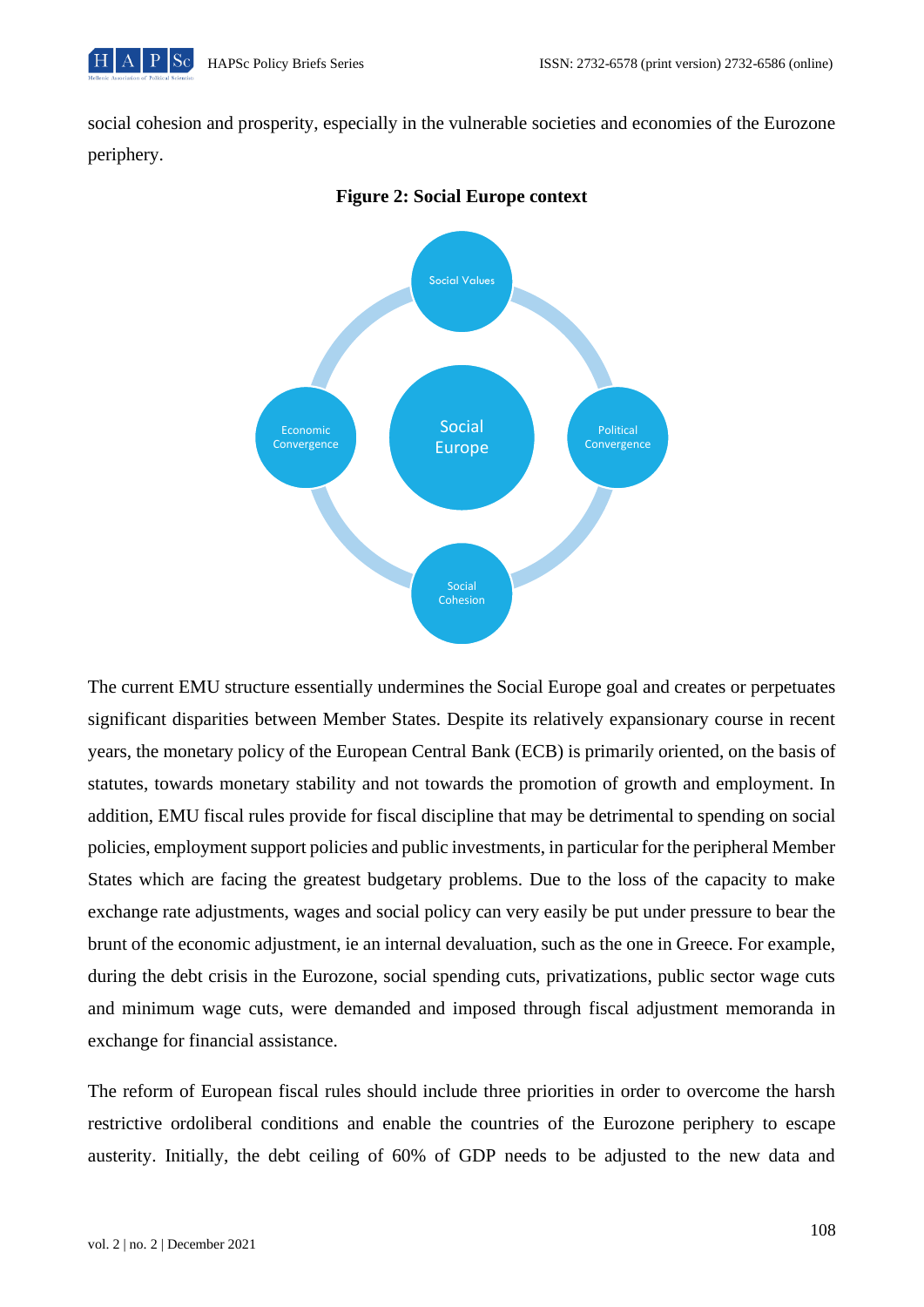social cohesion and prosperity, especially in the vulnerable societies and economies of the Eurozone periphery.

**Figure 2: Social Europe context**

Social Values

Economic Convergence

Social Europe

Political Convergence

Social Cohesion

The current EMU structure essentially undermines the Social Europe goal and creates or perpetuates significant disparities between Member States. Despite its relatively expansionary course in recent years, the monetary policy of the European Central Bank (ECB) is primarily oriented, on the basis of statutes, towards monetary stability and not towards the promotion of growth and employment. In addition, EMU fiscal rules provide for fiscal discipline that may be detrimental to spending on social policies, employment support policies and public investments, in particular for the peripheral Member States which are facing the greatest budgetary problems. Due to the loss of the capacity to make exchange rate adjustments, wages and social policy can very easily be put under pressure to bear the brunt of the economic adjustment, ie an internal devaluation, such as the one in Greece. For example, during the debt crisis in the Eurozone, social spending cuts, privatizations, public sector wage cuts and minimum wage cuts, were demanded and imposed through fiscal adjustment memoranda in exchange for financial assistance.

The reform of European fiscal rules should include three priorities in order to overcome the harsh restrictive ordoliberal conditions and enable the countries of the Eurozone periphery to escape austerity. Initially, the debt ceiling of 60% of GDP needs to be adjusted to the new data and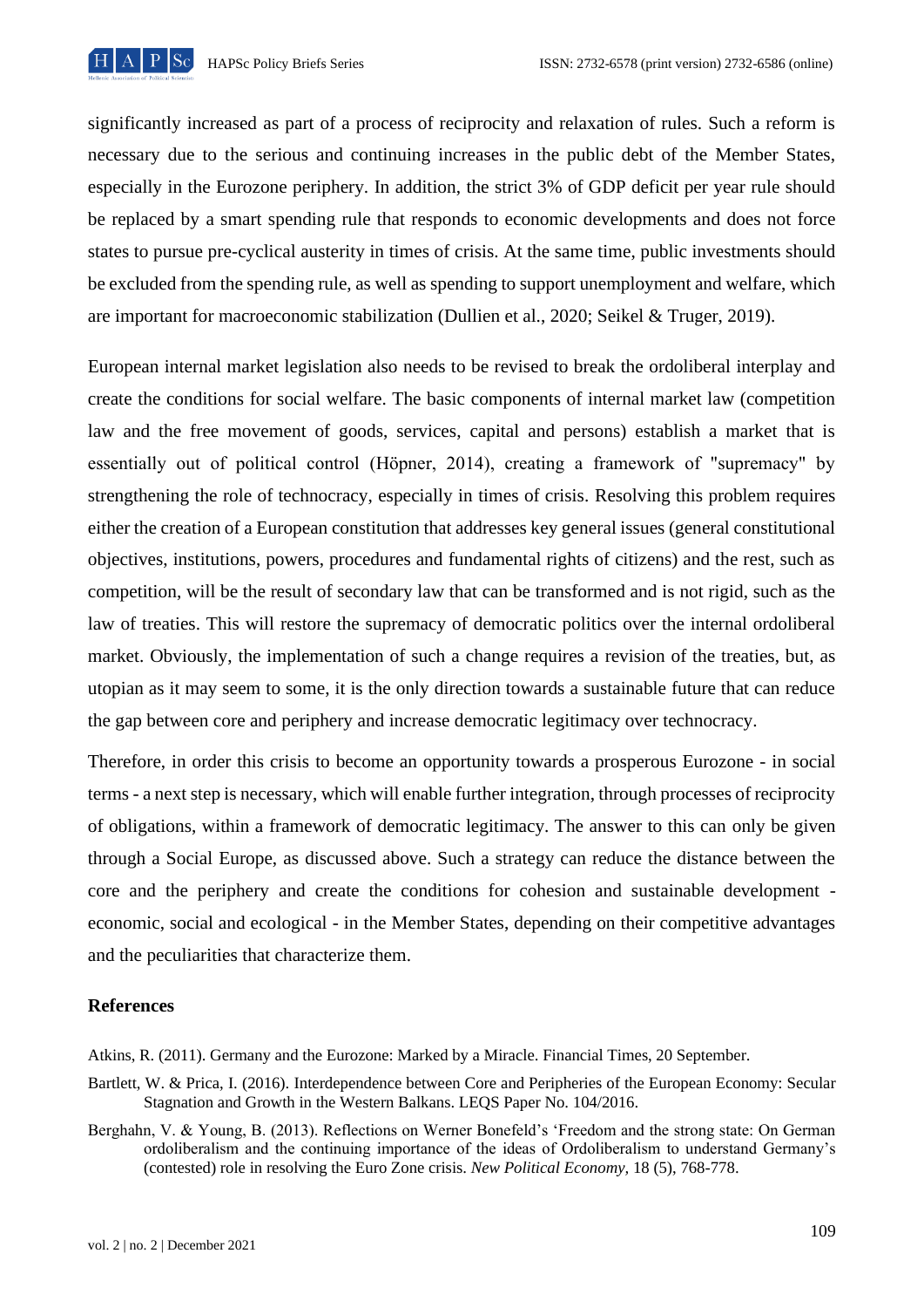significantly increased as part of a process of reciprocity and relaxation of rules. Such a reform is necessary due to the serious and continuing increases in the public debt of the Member States, especially in the Eurozone periphery. In addition, the strict 3% of GDP deficit per year rule should be replaced by a smart spending rule that responds to economic developments and does not force states to pursue pre-cyclical austerity in times of crisis. At the same time, public investments should be excluded from the spending rule, as well as spending to support unemployment and welfare, which are important for macroeconomic stabilization (Dullien et al., 2020; Seikel & Truger, 2019).

European internal market legislation also needs to be revised to break the ordoliberal interplay and create the conditions for social welfare. The basic components of internal market law (competition law and the free movement of goods, services, capital and persons) establish a market that is essentially out of political control (Höpner, 2014), creating a framework of "supremacy" by strengthening the role of technocracy, especially in times of crisis. Resolving this problem requires either the creation of a European constitution that addresses key general issues (general constitutional objectives, institutions, powers, procedures and fundamental rights of citizens) and the rest, such as competition, will be the result of secondary law that can be transformed and is not rigid, such as the law of treaties. This will restore the supremacy of democratic politics over the internal ordoliberal market. Obviously, the implementation of such a change requires a revision of the treaties, but, as utopian as it may seem to some, it is the only direction towards a sustainable future that can reduce the gap between core and periphery and increase democratic legitimacy over technocracy.

Therefore, in order this crisis to become an opportunity towards a prosperous Eurozone - in social terms - a next step is necessary, which will enable further integration, through processes of reciprocity of obligations, within a framework of democratic legitimacy. The answer to this can only be given through a Social Europe, as discussed above. Such a strategy can reduce the distance between the core and the periphery and create the conditions for cohesion and sustainable development - economic, social and ecological - in the Member States, depending on their competitive advantages and the peculiarities that characterize them.

## References

Atkins, R. (2011). Germany and the Eurozone: Marked by a Miracle. Financial Times, 20 September.

Bartlett, W. & Prica, I. (2016). Interdependence between Core and Peripheries of the European Economy: Secular Stagnation and Growth in the Western Balkans. LEQS Paper No. 104/2016.

Berghahn, V. & Young, B. (2013). Reflections on Werner Bonefeld's 'Freedom and the strong state: On German ordoliberalism and the continuing importance of the ideas of Ordoliberalism to understand Germany's (contested) role in resolving the Euro Zone crisis. *New Political Economy,* 18 (5), 768-778.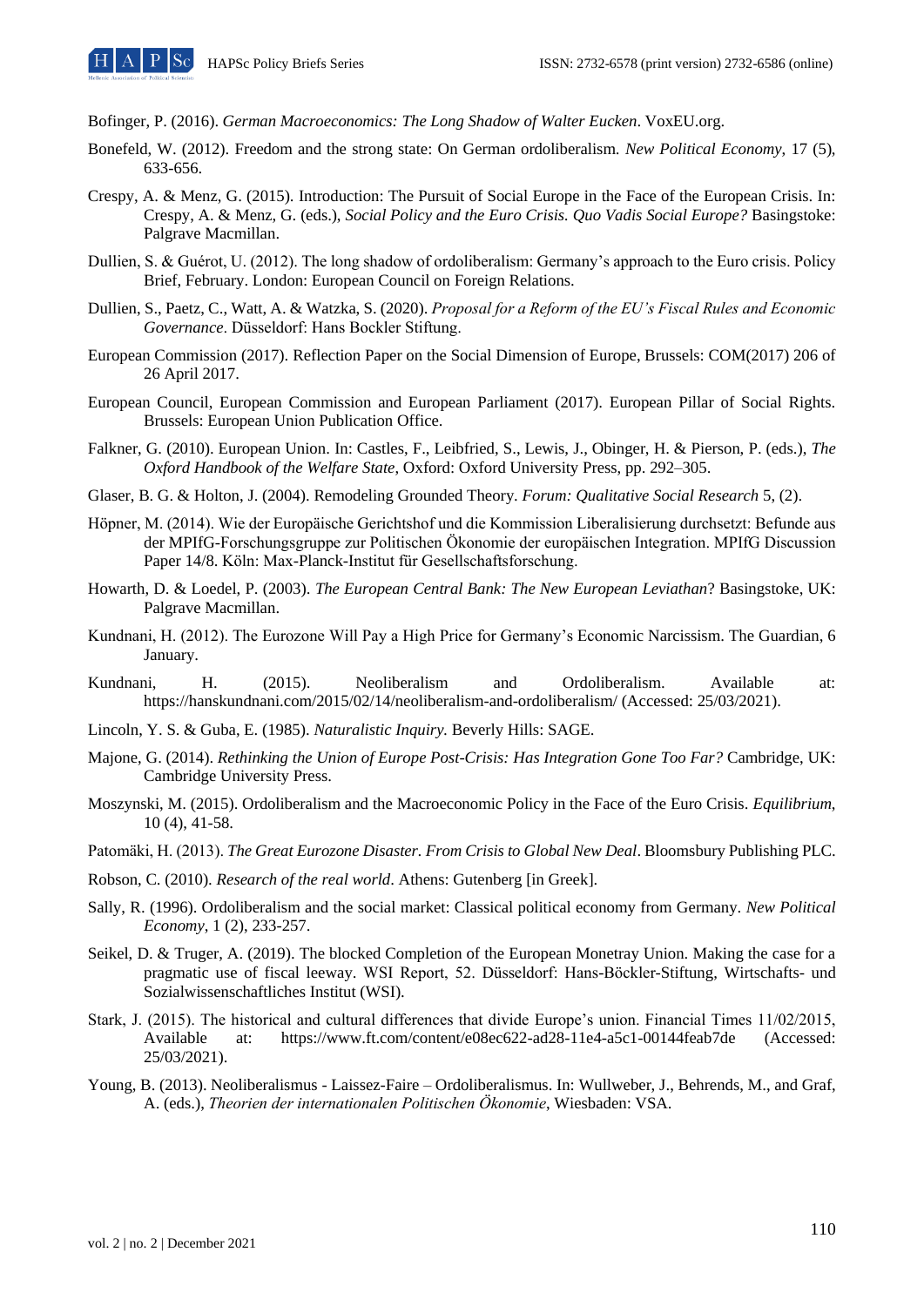Bofinger, P. (2016). *German Macroeconomics: The Long Shadow of Walter Eucken*. VoxEU.org.

Bonefeld, W. (2012). Freedom and the strong state: On German ordoliberalism. *New Political Economy*, 17 (5), 633-656.

Crespy, A. & Menz, G. (2015). Introduction: The Pursuit of Social Europe in the Face of the European Crisis. In: Crespy, A. & Menz, G. (eds.), *Social Policy and the Euro Crisis. Quo Vadis Social Europe?* Basingstoke: Palgrave Macmillan.

Dullien, S. & Guérot, U. (2012). The long shadow of ordoliberalism: Germany's approach to the Euro crisis. Policy Brief, February. London: European Council on Foreign Relations.

Dullien, S., Paetz, C., Watt, A. & Watzka, S. (2020). *Proposal for a Reform of the EU's Fiscal Rules and Economic Governance*. Düsseldorf: Hans Bockler Stiftung.

European Commission (2017). Reflection Paper on the Social Dimension of Europe, Brussels: COM(2017) 206 of 26 April 2017.

European Council, European Commission and European Parliament (2017). European Pillar of Social Rights. Brussels: European Union Publication Office.

Falkner, G. (2010). European Union. In: Castles, F., Leibfried, S., Lewis, J., Obinger, H. & Pierson, P. (eds.), *The Oxford Handbook of the Welfare State*, Oxford: Oxford University Press, pp. 292–305.

Glaser, B. G. & Holton, J. (2004). Remodeling Grounded Theory. *Forum: Qualitative Social Research* 5, (2).

Höpner, M. (2014). Wie der Europäische Gerichtshof und die Kommission Liberalisierung durchsetzt: Befunde aus der MPIfG-Forschungsgruppe zur Politischen Ökonomie der europäischen Integration. MPIfG Discussion Paper 14/8. Köln: Max-Planck-Institut für Gesellschaftsforschung.

Howarth, D. & Loedel, P. (2003). *The European Central Bank: The New European Leviathan*? Basingstoke, UK: Palgrave Macmillan.

Kundnani, H. (2012). The Eurozone Will Pay a High Price for Germany's Economic Narcissism. The Guardian, 6 January.

Kundnani, H. (2015). Neoliberalism and Ordoliberalism. Available at: https://hanskundnani.com/2015/02/14/neoliberalism-and-ordoliberalism/ (Accessed: 25/03/2021).

Lincoln, Y. S. & Guba, E. (1985). *Naturalistic Inquiry.* Beverly Hills: SAGE.

Majone, G. (2014). *Rethinking the Union of Europe Post-Crisis: Has Integration Gone Too Far?* Cambridge, UK: Cambridge University Press.

Moszynski, M. (2015). Ordoliberalism and the Macroeconomic Policy in the Face of the Euro Crisis. *Equilibrium*, 10 (4), 41-58.

Patomäki, H. (2013). *The Great Eurozone Disaster. From Crisis to Global New Deal*. Bloomsbury Publishing PLC.

Robson, C. (2010). *Research of the real world*. Athens: Gutenberg [in Greek].

Sally, R. (1996). Ordoliberalism and the social market: Classical political economy from Germany. *New Political Economy*, 1 (2), 233-257.

Seikel, D. & Truger, A. (2019). The blocked Completion of the European Monetray Union. Making the case for a pragmatic use of fiscal leeway. WSI Report, 52. Düsseldorf: Hans-Böckler-Stiftung, Wirtschafts- und Sozialwissenschaftliches Institut (WSI).

Stark, J. (2015). The historical and cultural differences that divide Europe's union. Financial Times 11/02/2015, Available at: https://www.ft.com/content/e08ec622-ad28-11e4-a5c1-00144feab7de (Accessed: 25/03/2021).

Young, B. (2013). Neoliberalismus - Laissez-Faire – Ordoliberalismus. In: Wullweber, J., Behrends, M., and Graf, A. (eds.), *Theorien der internationalen Politischen Ökonomie*, Wiesbaden: VSA.